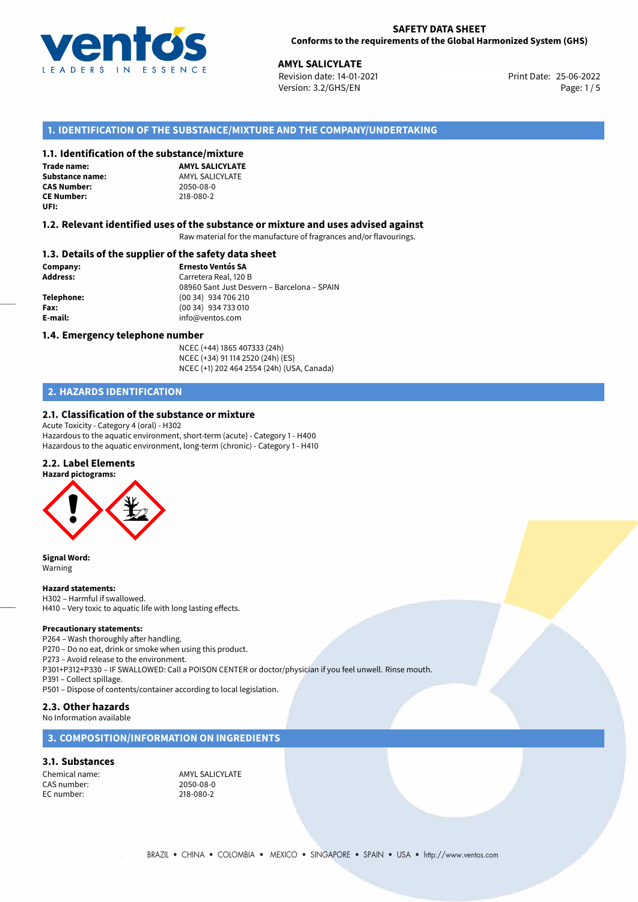**SAFETY DATA SHEET**
**Conforms to the requirements of the Global Harmonized System (GHS)**

**AMYL SALICYLATE**
Revision date: 14-01-2021
Version: 3.2/GHS/EN
Print Date: 25-06-2022

## 1. IDENTIFICATION OF THE SUBSTANCE/MIXTURE AND THE COMPANY/UNDERTAKING

### 1.1. Identification of the substance/mixture

**Trade name:** **AMYL SALICYLATE**
**Substance name:** AMYL SALICYLATE
**CAS Number:** 2050-08-0
**CE Number:** 218-080-2
**UFI:**

### 1.2. Relevant identified uses of the substance or mixture and uses advised against

Raw material for the manufacture of fragrances and/or flavourings.

### 1.3. Details of the supplier of the safety data sheet

**Company:** **Ernesto Ventós SA**
**Address:** Carretera Real, 120 B
08960 Sant Just Desvern – Barcelona – SPAIN
**Telephone:** (00 34) 934 706 210
**Fax:** (00 34) 934 733 010
**E-mail:** info@ventos.com

### 1.4. Emergency telephone number

NCEC (+44) 1865 407333 (24h)
NCEC (+34) 91 114 2520 (24h) (ES)
NCEC (+1) 202 464 2554 (24h) (USA, Canada)

## 2. HAZARDS IDENTIFICATION

### 2.1. Classification of the substance or mixture

Acute Toxicity - Category 4 (oral) - H302
Hazardous to the aquatic environment, short-term (acute) - Category 1 - H400
Hazardous to the aquatic environment, long-term (chronic) - Category 1 - H410

### 2.2. Label Elements

**Hazard pictograms:**

**Signal Word:**
Warning

**Hazard statements:**
H302 – Harmful if swallowed.
H410 – Very toxic to aquatic life with long lasting effects.

**Precautionary statements:**
P264 – Wash thoroughly after handling.
P270 – Do no eat, drink or smoke when using this product.
P273 – Avoid release to the environment.
P301+P312+P330 – IF SWALLOWED: Call a POISON CENTER or doctor/physician if you feel unwell. Rinse mouth.
P391 – Collect spillage.
P501 – Dispose of contents/container according to local legislation.

### 2.3. Other hazards

No Information available

## 3. COMPOSITION/INFORMATION ON INGREDIENTS

### 3.1. Substances

Chemical name: AMYL SALICYLATE
CAS number: 2050-08-0
EC number: 218-080-2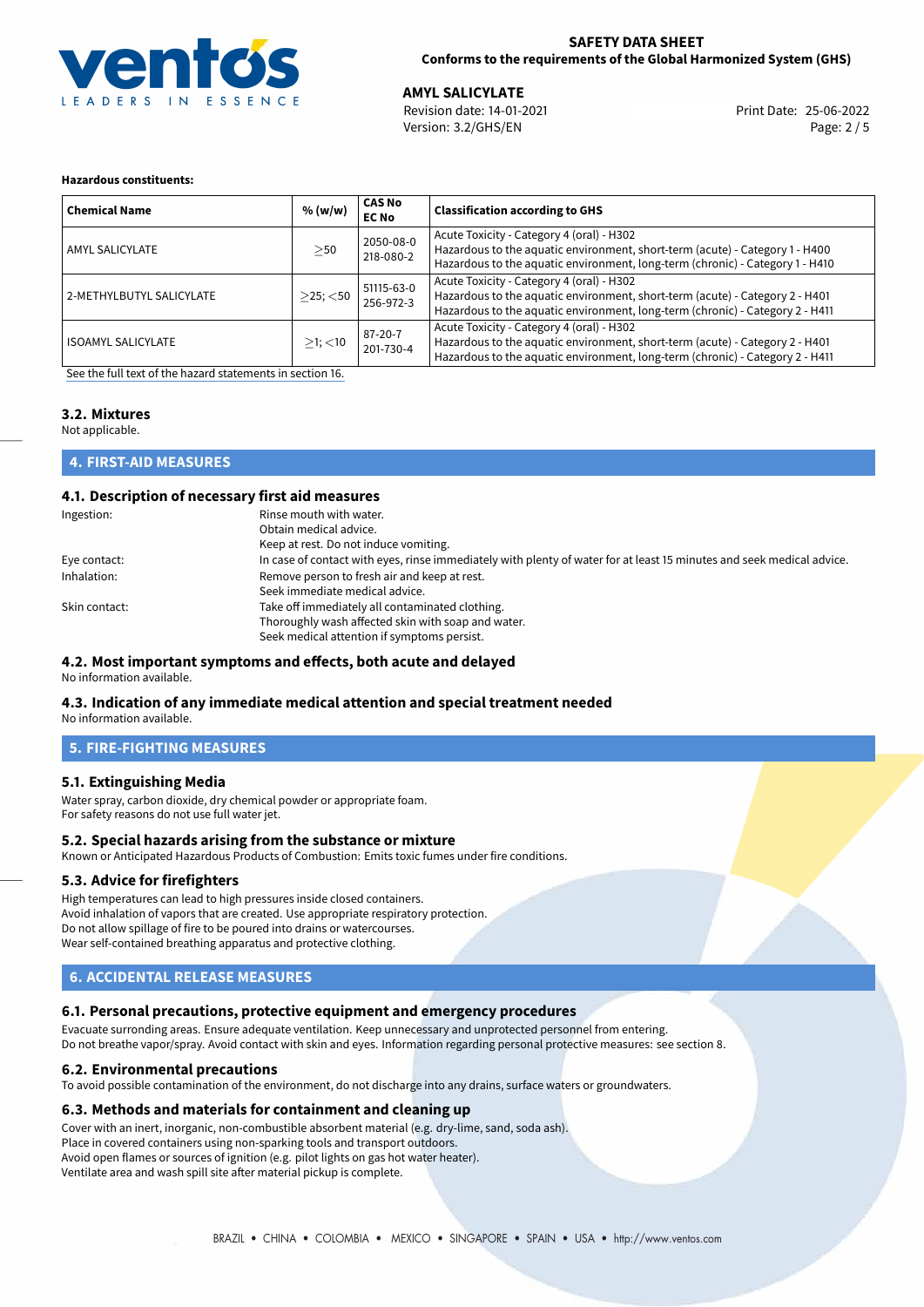**Hazardous constituents:**

| Chemical Name | % (w/w) | CAS No<br>EC No | Classification according to GHS |
|---|---|---|---|
| AMYL SALICYLATE | $\geq$50 | 2050-08-0<br>218-080-2 | Acute Toxicity - Category 4 (oral) - H302<br>Hazardous to the aquatic environment, short-term (acute) - Category 1 - H400<br>Hazardous to the aquatic environment, long-term (chronic) - Category 1 - H410 |
| 2-METHYLBUTYL SALICYLATE | $\geq$25; $<$50 | 51115-63-0<br>256-972-3 | Acute Toxicity - Category 4 (oral) - H302<br>Hazardous to the aquatic environment, short-term (acute) - Category 2 - H401<br>Hazardous to the aquatic environment, long-term (chronic) - Category 2 - H411 |
| ISOAMYL SALICYLATE | $\geq$1; $<$10 | 87-20-7<br>201-730-4 | Acute Toxicity - Category 4 (oral) - H302<br>Hazardous to the aquatic environment, short-term (acute) - Category 2 - H401<br>Hazardous to the aquatic environment, long-term (chronic) - Category 2 - H411 |

See the full text of the hazard statements in section 16.

### 3.2. Mixtures

Not applicable.

## 4. FIRST-AID MEASURES

### 4.1. Description of necessary first aid measures

**Ingestion:** Rinse mouth with water.
Obtain medical advice.
Keep at rest. Do not induce vomiting.

**Eye contact:** In case of contact with eyes, rinse immediately with plenty of water for at least 15 minutes and seek medical advice.

**Inhalation:** Remove person to fresh air and keep at rest.
Seek immediate medical advice.

**Skin contact:** Take off immediately all contaminated clothing.
Thoroughly wash affected skin with soap and water.
Seek medical attention if symptoms persist.

### 4.2. Most important symptoms and effects, both acute and delayed

No information available.

### 4.3. Indication of any immediate medical attention and special treatment needed

No information available.

## 5. FIRE-FIGHTING MEASURES

### 5.1. Extinguishing Media

Water spray, carbon dioxide, dry chemical powder or appropriate foam.
For safety reasons do not use full water jet.

### 5.2. Special hazards arising from the substance or mixture

Known or Anticipated Hazardous Products of Combustion: Emits toxic fumes under fire conditions.

### 5.3. Advice for firefighters

High temperatures can lead to high pressures inside closed containers.
Avoid inhalation of vapors that are created. Use appropriate respiratory protection.
Do not allow spillage of fire to be poured into drains or watercourses.
Wear self-contained breathing apparatus and protective clothing.

## 6. ACCIDENTAL RELEASE MEASURES

### 6.1. Personal precautions, protective equipment and emergency procedures

Evacuate surrounding areas. Ensure adequate ventilation. Keep unnecessary and unprotected personnel from entering.
Do not breathe vapor/spray. Avoid contact with skin and eyes. Information regarding personal protective measures: see section 8.

### 6.2. Environmental precautions

To avoid possible contamination of the environment, do not discharge into any drains, surface waters or groundwaters.

### 6.3. Methods and materials for containment and cleaning up

Cover with an inert, inorganic, non-combustible absorbent material (e.g. dry-lime, sand, soda ash).
Place in covered containers using non-sparking tools and transport outdoors.
Avoid open flames or sources of ignition (e.g. pilot lights on gas hot water heater).
Ventilate area and wash spill site after material pickup is complete.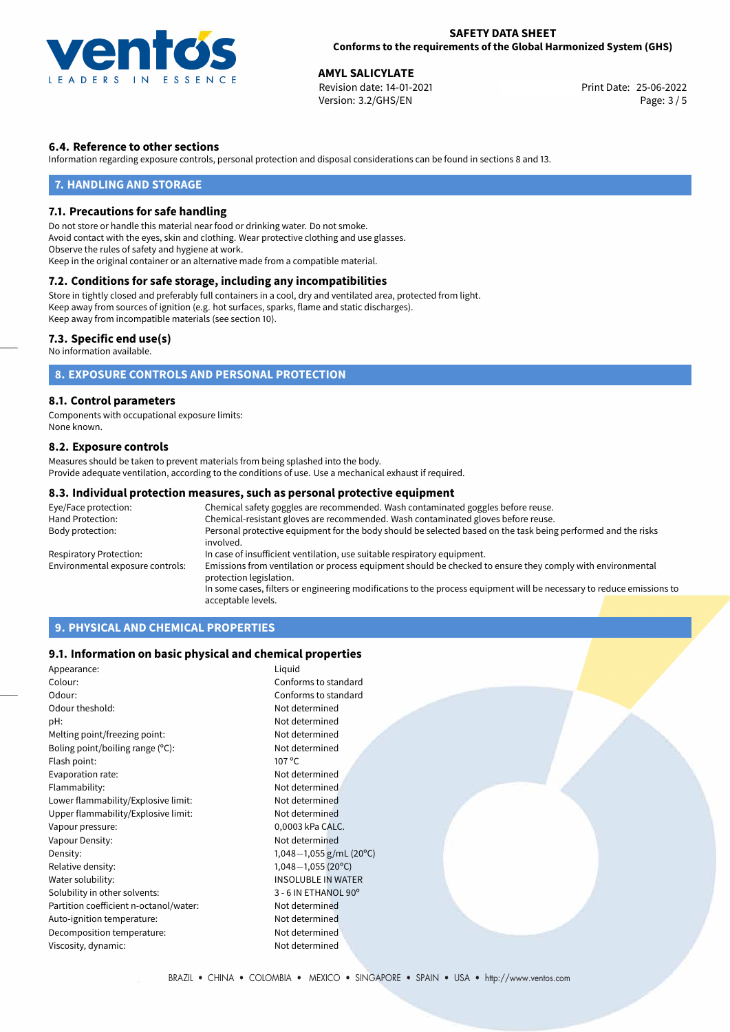### 6.4. Reference to other sections

Information regarding exposure controls, personal protection and disposal considerations can be found in sections 8 and 13.

## 7. HANDLING AND STORAGE

### 7.1. Precautions for safe handling

Do not store or handle this material near food or drinking water. Do not smoke.
Avoid contact with the eyes, skin and clothing. Wear protective clothing and use glasses.
Observe the rules of safety and hygiene at work.
Keep in the original container or an alternative made from a compatible material.

### 7.2. Conditions for safe storage, including any incompatibilities

Store in tightly closed and preferably full containers in a cool, dry and ventilated area, protected from light.
Keep away from sources of ignition (e.g. hot surfaces, sparks, flame and static discharges).
Keep away from incompatible materials (see section 10).

### 7.3. Specific end use(s)

No information available.

## 8. EXPOSURE CONTROLS AND PERSONAL PROTECTION

### 8.1. Control parameters

Components with occupational exposure limits:
None known.

### 8.2. Exposure controls

Measures should be taken to prevent materials from being splashed into the body.
Provide adequate ventilation, according to the conditions of use. Use a mechanical exhaust if required.

### 8.3. Individual protection measures, such as personal protective equipment

| | |
|---|---|
| Eye/Face protection: | Chemical safety goggles are recommended. Wash contaminated goggles before reuse. |
| Hand Protection: | Chemical-resistant gloves are recommended. Wash contaminated gloves before reuse. |
| Body protection: | Personal protective equipment for the body should be selected based on the task being performed and the risks involved. |
| Respiratory Protection: | In case of insufficient ventilation, use suitable respiratory equipment. |
| Environmental exposure controls: | Emissions from ventilation or process equipment should be checked to ensure they comply with environmental protection legislation. In some cases, filters or engineering modifications to the process equipment will be necessary to reduce emissions to acceptable levels. |

## 9. PHYSICAL AND CHEMICAL PROPERTIES

### 9.1. Information on basic physical and chemical properties

| | |
|---|---|
| Appearance: | Liquid |
| Colour: | Conforms to standard |
| Odour: | Conforms to standard |
| Odour theshold: | Not determined |
| pH: | Not determined |
| Melting point/freezing point: | Not determined |
| Boling point/boiling range (°C): | Not determined |
| Flash point: | 107 °C |
| Evaporation rate: | Not determined |
| Flammability: | Not determined |
| Lower flammability/Explosive limit: | Not determined |
| Upper flammability/Explosive limit: | Not determined |
| Vapour pressure: | 0,0003 kPa CALC. |
| Vapour Density: | Not determined |
| Density: | 1,048−1,055 g/mL (20°C) |
| Relative density: | 1,048−1,055 (20°C) |
| Water solubility: | INSOLUBLE IN WATER |
| Solubility in other solvents: | 3 - 6 IN ETHANOL 90° |
| Partition coefficient n-octanol/water: | Not determined |
| Auto-ignition temperature: | Not determined |
| Decomposition temperature: | Not determined |
| Viscosity, dynamic: | Not determined |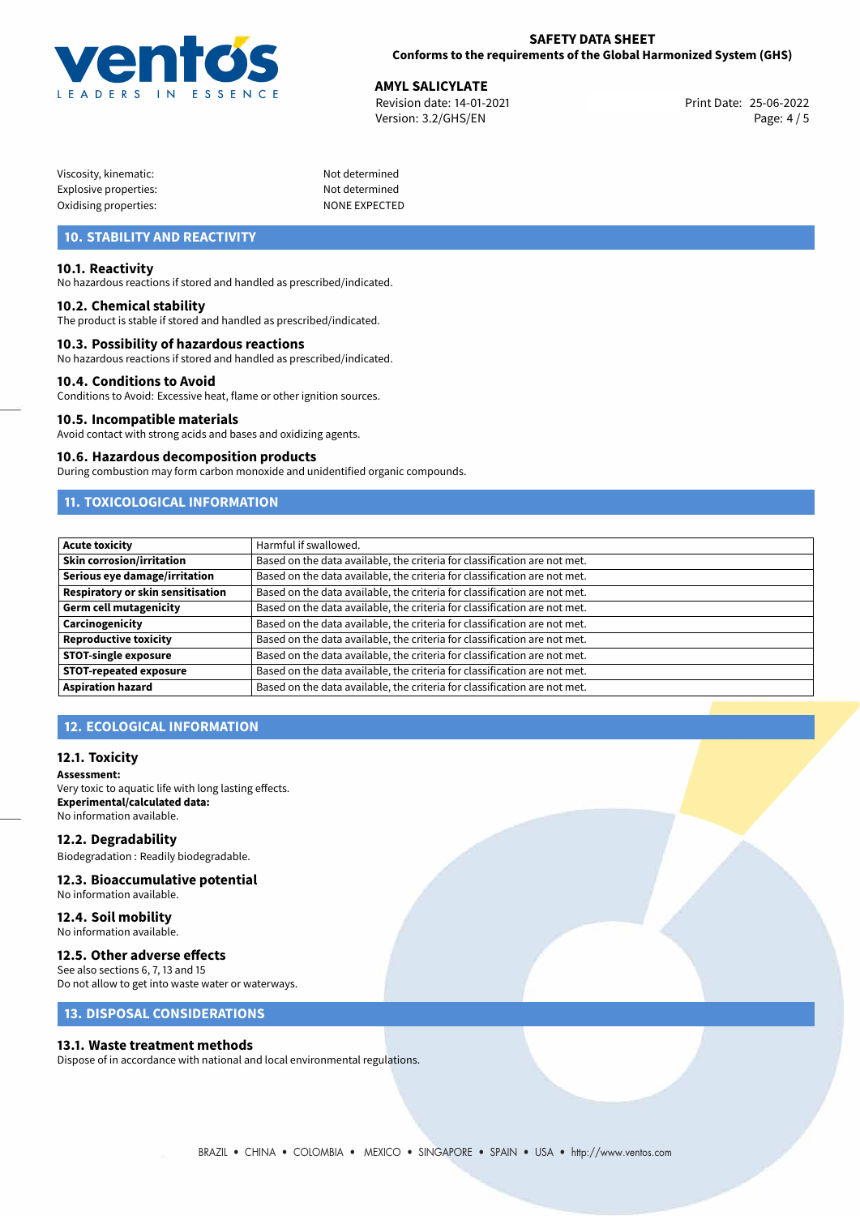| | |
|---|---|
| Viscosity, kinematic: | Not determined |
| Explosive properties: | Not determined |
| Oxidising properties: | NONE EXPECTED |

## 10. STABILITY AND REACTIVITY

### 10.1. Reactivity

No hazardous reactions if stored and handled as prescribed/indicated.

### 10.2. Chemical stability

The product is stable if stored and handled as prescribed/indicated.

### 10.3. Possibility of hazardous reactions

No hazardous reactions if stored and handled as prescribed/indicated.

### 10.4. Conditions to Avoid

Conditions to Avoid: Excessive heat, flame or other ignition sources.

### 10.5. Incompatible materials

Avoid contact with strong acids and bases and oxidizing agents.

### 10.6. Hazardous decomposition products

During combustion may form carbon monoxide and unidentified organic compounds.

## 11. TOXICOLOGICAL INFORMATION

| | |
|---|---|
| **Acute toxicity** | Harmful if swallowed. |
| **Skin corrosion/irritation** | Based on the data available, the criteria for classification are not met. |
| **Serious eye damage/irritation** | Based on the data available, the criteria for classification are not met. |
| **Respiratory or skin sensitisation** | Based on the data available, the criteria for classification are not met. |
| **Germ cell mutagenicity** | Based on the data available, the criteria for classification are not met. |
| **Carcinogenicity** | Based on the data available, the criteria for classification are not met. |
| **Reproductive toxicity** | Based on the data available, the criteria for classification are not met. |
| **STOT-single exposure** | Based on the data available, the criteria for classification are not met. |
| **STOT-repeated exposure** | Based on the data available, the criteria for classification are not met. |
| **Aspiration hazard** | Based on the data available, the criteria for classification are not met. |

## 12. ECOLOGICAL INFORMATION

### 12.1. Toxicity

**Assessment:**
Very toxic to aquatic life with long lasting effects.
**Experimental/calculated data:**
No information available.

### 12.2. Degradability

Biodegradation : Readily biodegradable.

### 12.3. Bioaccumulative potential

No information available.

### 12.4. Soil mobility

No information available.

### 12.5. Other adverse effects

See also sections 6, 7, 13 and 15
Do not allow to get into waste water or waterways.

## 13. DISPOSAL CONSIDERATIONS

### 13.1. Waste treatment methods

Dispose of in accordance with national and local environmental regulations.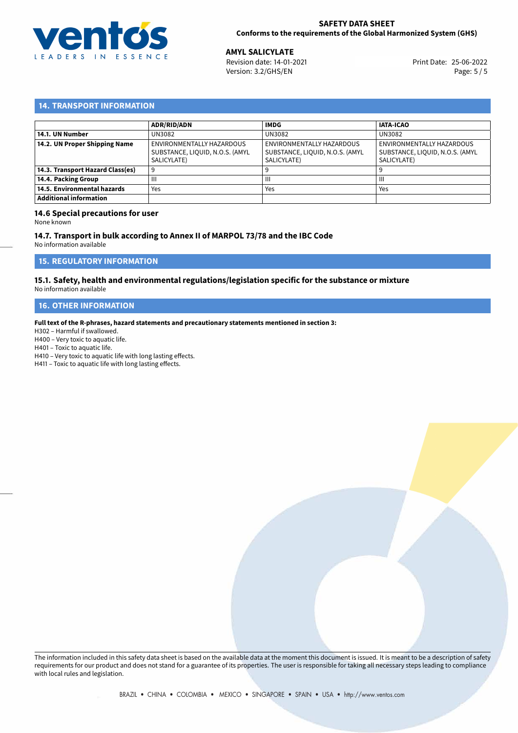## 14. TRANSPORT INFORMATION

| | ADR/RID/ADN | IMDG | IATA-ICAO |
|---|---|---|---|
| **14.1. UN Number** | UN3082 | UN3082 | UN3082 |
| **14.2. UN Proper Shipping Name** | ENVIRONMENTALLY HAZARDOUS SUBSTANCE, LIQUID, N.O.S. (AMYL SALICYLATE) | ENVIRONMENTALLY HAZARDOUS SUBSTANCE, LIQUID, N.O.S. (AMYL SALICYLATE) | ENVIRONMENTALLY HAZARDOUS SUBSTANCE, LIQUID, N.O.S. (AMYL SALICYLATE) |
| **14.3. Transport Hazard Class(es)** | 9 | 9 | 9 |
| **14.4. Packing Group** | III | III | III |
| **14.5. Environmental hazards** | Yes | Yes | Yes |
| **Additional information** | | | |

### 14.6 Special precautions for user

None known

### 14.7. Transport in bulk according to Annex II of MARPOL 73/78 and the IBC Code

No information available

## 15. REGULATORY INFORMATION

### 15.1. Safety, health and environmental regulations/legislation specific for the substance or mixture

No information available

## 16. OTHER INFORMATION

**Full text of the R-phrases, hazard statements and precautionary statements mentioned in section 3:**

H302 – Harmful if swallowed.
H400 – Very toxic to aquatic life.
H401 – Toxic to aquatic life.
H410 – Very toxic to aquatic life with long lasting effects.
H411 – Toxic to aquatic life with long lasting effects.

The information included in this safety data sheet is based on the available data at the moment this document is issued. It is meant to be a description of safety requirements for our product and does not stand for a guarantee of its properties. The user is responsible for taking all necessary steps leading to compliance with local rules and legislation.